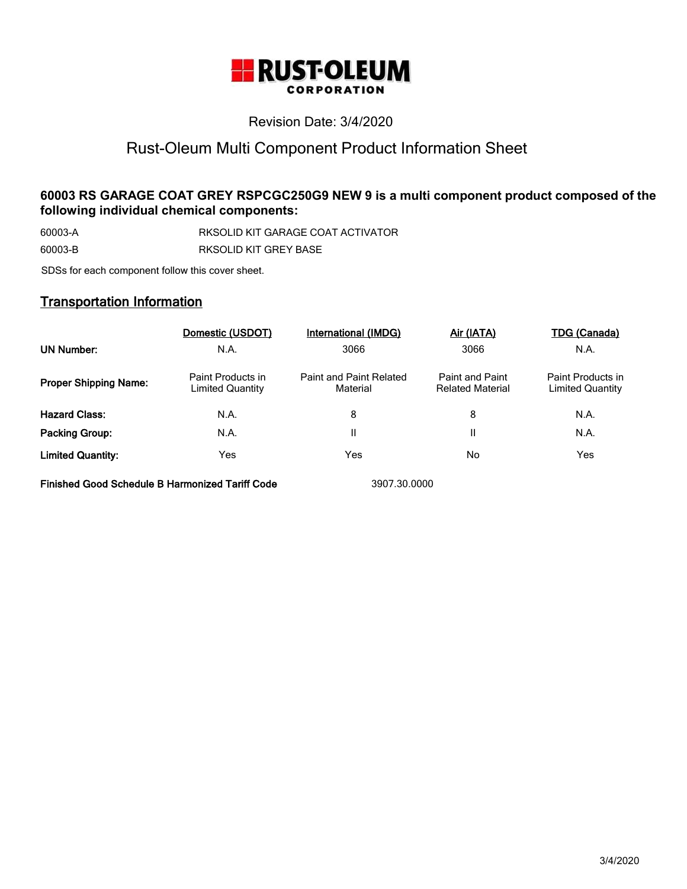RUST-OLEUM CORPORATION

Revision Date: 3/4/2020

# Rust-Oleum Multi Component Product Information Sheet

**60003 RS GARAGE COAT GREY RSPCGC250G9 NEW 9 is a multi component product composed of the following individual chemical components:**

| | |
|---|---|
| 60003-A | RKSOLID KIT GARAGE COAT ACTIVATOR |
| 60003-B | RKSOLID KIT GREY BASE |

SDSs for each component follow this cover sheet.

## Transportation Information

| | Domestic (USDOT) | International (IMDG) | Air (IATA) | TDG (Canada) |
|---|---|---|---|---|
| **UN Number:** | N.A. | 3066 | 3066 | N.A. |
| **Proper Shipping Name:** | Paint Products in Limited Quantity | Paint and Paint Related Material | Paint and Paint Related Material | Paint Products in Limited Quantity |
| **Hazard Class:** | N.A. | 8 | 8 | N.A. |
| **Packing Group:** | N.A. | II | II | N.A. |
| **Limited Quantity:** | Yes | Yes | No | Yes |

**Finished Good Schedule B Harmonized Tariff Code** 3907.30.0000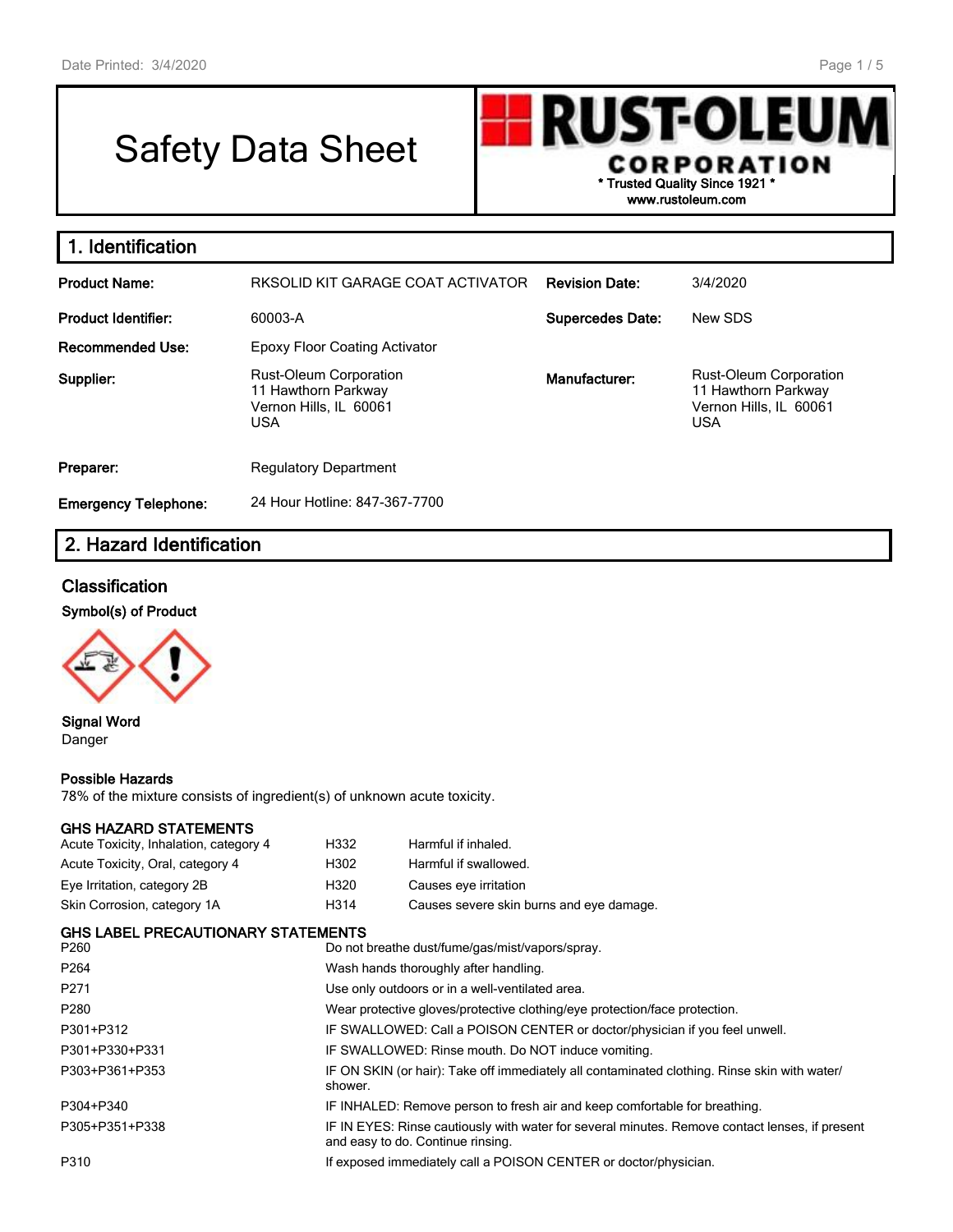# Safety Data Sheet

**RUST-OLEUM CORPORATION**
* Trusted Quality Since 1921 *
www.rustoleum.com

## 1. Identification

| | | | |
|---|---|---|---|
| **Product Name:** | RKSOLID KIT GARAGE COAT ACTIVATOR | **Revision Date:** | 3/4/2020 |
| **Product Identifier:** | 60003-A | **Supercedes Date:** | New SDS |
| **Recommended Use:** | Epoxy Floor Coating Activator | | |
| **Supplier:** | Rust-Oleum Corporation<br>11 Hawthorn Parkway<br>Vernon Hills, IL 60061<br>USA | **Manufacturer:** | Rust-Oleum Corporation<br>11 Hawthorn Parkway<br>Vernon Hills, IL 60061<br>USA |
| **Preparer:** | Regulatory Department | | |
| **Emergency Telephone:** | 24 Hour Hotline: 847-367-7700 | | |

## 2. Hazard Identification

### Classification

**Symbol(s) of Product**

**Signal Word**
Danger

**Possible Hazards**
78% of the mixture consists of ingredient(s) of unknown acute toxicity.

**GHS HAZARD STATEMENTS**

| | | |
|---|---|---|
| Acute Toxicity, Inhalation, category 4 | H332 | Harmful if inhaled. |
| Acute Toxicity, Oral, category 4 | H302 | Harmful if swallowed. |
| Eye Irritation, category 2B | H320 | Causes eye irritation |
| Skin Corrosion, category 1A | H314 | Causes severe skin burns and eye damage. |

**GHS LABEL PRECAUTIONARY STATEMENTS**

| | |
|---|---|
| P260 | Do not breathe dust/fume/gas/mist/vapors/spray. |
| P264 | Wash hands thoroughly after handling. |
| P271 | Use only outdoors or in a well-ventilated area. |
| P280 | Wear protective gloves/protective clothing/eye protection/face protection. |
| P301+P312 | IF SWALLOWED: Call a POISON CENTER or doctor/physician if you feel unwell. |
| P301+P330+P331 | IF SWALLOWED: Rinse mouth. Do NOT induce vomiting. |
| P303+P361+P353 | IF ON SKIN (or hair): Take off immediately all contaminated clothing. Rinse skin with water/shower. |
| P304+P340 | IF INHALED: Remove person to fresh air and keep comfortable for breathing. |
| P305+P351+P338 | IF IN EYES: Rinse cautiously with water for several minutes. Remove contact lenses, if present and easy to do. Continue rinsing. |
| P310 | If exposed immediately call a POISON CENTER or doctor/physician. |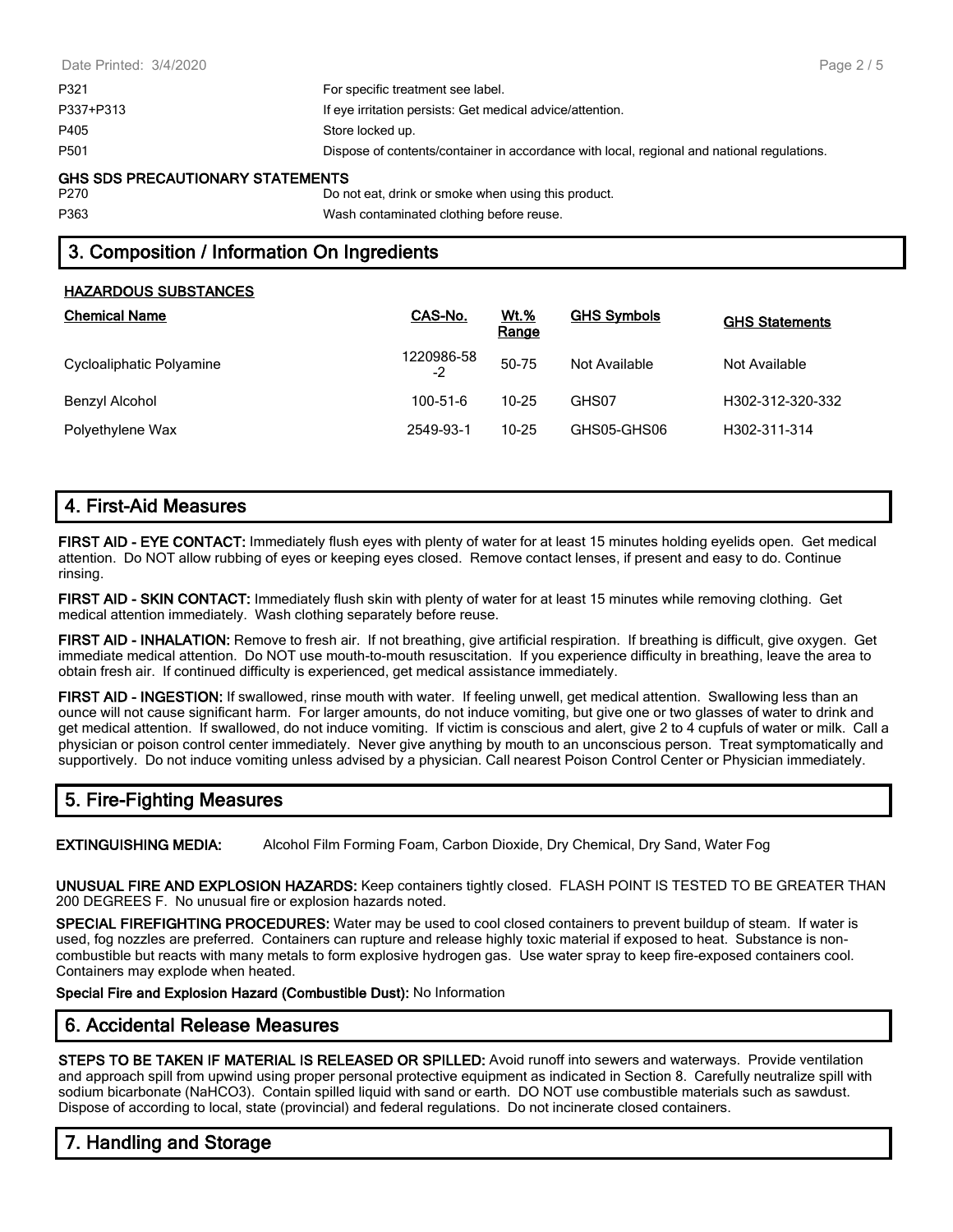| | |
|---|---|
| P321 | For specific treatment see label. |
| P337+P313 | If eye irritation persists: Get medical advice/attention. |
| P405 | Store locked up. |
| P501 | Dispose of contents/container in accordance with local, regional and national regulations. |

**GHS SDS PRECAUTIONARY STATEMENTS**

| | |
|---|---|
| P270 | Do not eat, drink or smoke when using this product. |
| P363 | Wash contaminated clothing before reuse. |

## 3. Composition / Information On Ingredients

**HAZARDOUS SUBSTANCES**

| Chemical Name | CAS-No. | Wt.% Range | GHS Symbols | GHS Statements |
|---|---|---|---|---|
| Cycloaliphatic Polyamine | 1220986-58-2 | 50-75 | Not Available | Not Available |
| Benzyl Alcohol | 100-51-6 | 10-25 | GHS07 | H302-312-320-332 |
| Polyethylene Wax | 2549-93-1 | 10-25 | GHS05-GHS06 | H302-311-314 |

## 4. First-Aid Measures

**FIRST AID - EYE CONTACT:** Immediately flush eyes with plenty of water for at least 15 minutes holding eyelids open. Get medical attention. Do NOT allow rubbing of eyes or keeping eyes closed. Remove contact lenses, if present and easy to do. Continue rinsing.

**FIRST AID - SKIN CONTACT:** Immediately flush skin with plenty of water for at least 15 minutes while removing clothing. Get medical attention immediately. Wash clothing separately before reuse.

**FIRST AID - INHALATION:** Remove to fresh air. If not breathing, give artificial respiration. If breathing is difficult, give oxygen. Get immediate medical attention. Do NOT use mouth-to-mouth resuscitation. If you experience difficulty in breathing, leave the area to obtain fresh air. If continued difficulty is experienced, get medical assistance immediately.

**FIRST AID - INGESTION:** If swallowed, rinse mouth with water. If feeling unwell, get medical attention. Swallowing less than an ounce will not cause significant harm. For larger amounts, do not induce vomiting, but give one or two glasses of water to drink and get medical attention. If swallowed, do not induce vomiting. If victim is conscious and alert, give 2 to 4 cupfuls of water or milk. Call a physician or poison control center immediately. Never give anything by mouth to an unconscious person. Treat symptomatically and supportively. Do not induce vomiting unless advised by a physician. Call nearest Poison Control Center or Physician immediately.

## 5. Fire-Fighting Measures

**EXTINGUISHING MEDIA:** Alcohol Film Forming Foam, Carbon Dioxide, Dry Chemical, Dry Sand, Water Fog

**UNUSUAL FIRE AND EXPLOSION HAZARDS:** Keep containers tightly closed. FLASH POINT IS TESTED TO BE GREATER THAN 200 DEGREES F. No unusual fire or explosion hazards noted.

**SPECIAL FIREFIGHTING PROCEDURES:** Water may be used to cool closed containers to prevent buildup of steam. If water is used, fog nozzles are preferred. Containers can rupture and release highly toxic material if exposed to heat. Substance is non-combustible but reacts with many metals to form explosive hydrogen gas. Use water spray to keep fire-exposed containers cool. Containers may explode when heated.

**Special Fire and Explosion Hazard (Combustible Dust):** No Information

## 6. Accidental Release Measures

**STEPS TO BE TAKEN IF MATERIAL IS RELEASED OR SPILLED:** Avoid runoff into sewers and waterways. Provide ventilation and approach spill from upwind using proper personal protective equipment as indicated in Section 8. Carefully neutralize spill with sodium bicarbonate ($NaHCO_3$). Contain spilled liquid with sand or earth. DO NOT use combustible materials such as sawdust. Dispose of according to local, state (provincial) and federal regulations. Do not incinerate closed containers.

## 7. Handling and Storage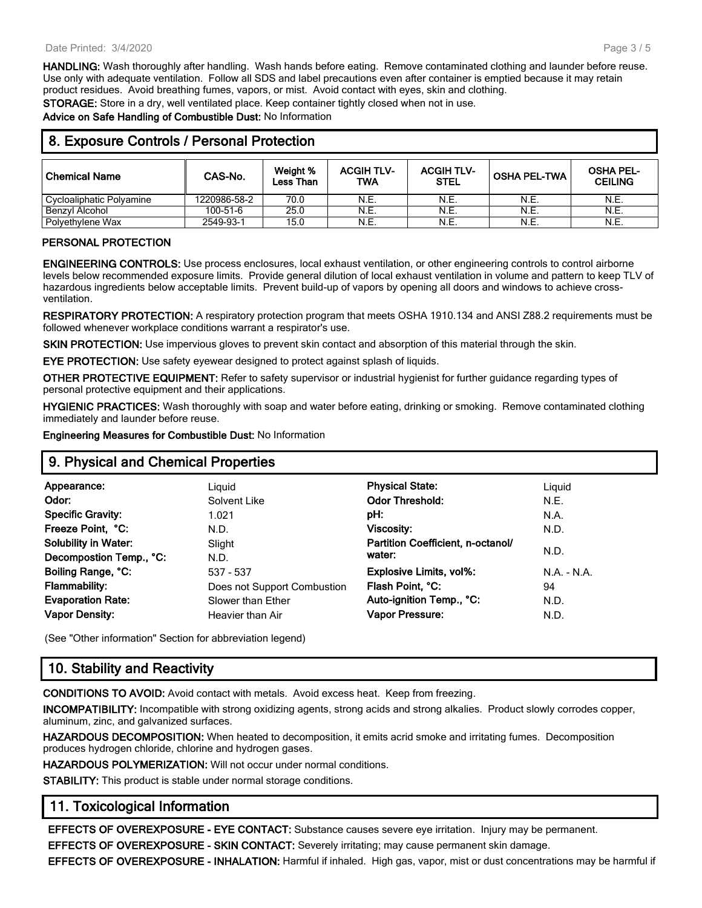**HANDLING:** Wash thoroughly after handling. Wash hands before eating. Remove contaminated clothing and launder before reuse. Use only with adequate ventilation. Follow all SDS and label precautions even after container is emptied because it may retain product residues. Avoid breathing fumes, vapors, or mist. Avoid contact with eyes, skin and clothing.

**STORAGE:** Store in a dry, well ventilated place. Keep container tightly closed when not in use.

**Advice on Safe Handling of Combustible Dust:** No Information

## 8. Exposure Controls / Personal Protection

| Chemical Name | CAS-No. | Weight % Less Than | ACGIH TLV-TWA | ACGIH TLV-STEL | OSHA PEL-TWA | OSHA PEL-CEILING |
|---|---|---|---|---|---|---|
| Cycloaliphatic Polyamine | 1220986-58-2 | 70.0 | N.E. | N.E. | N.E. | N.E. |
| Benzyl Alcohol | 100-51-6 | 25.0 | N.E. | N.E. | N.E. | N.E. |
| Polyethylene Wax | 2549-93-1 | 15.0 | N.E. | N.E. | N.E. | N.E. |

**PERSONAL PROTECTION**

**ENGINEERING CONTROLS:** Use process enclosures, local exhaust ventilation, or other engineering controls to control airborne levels below recommended exposure limits. Provide general dilution of local exhaust ventilation in volume and pattern to keep TLV of hazardous ingredients below acceptable limits. Prevent build-up of vapors by opening all doors and windows to achieve cross-ventilation.

**RESPIRATORY PROTECTION:** A respiratory protection program that meets OSHA 1910.134 and ANSI Z88.2 requirements must be followed whenever workplace conditions warrant a respirator's use.

**SKIN PROTECTION:** Use impervious gloves to prevent skin contact and absorption of this material through the skin.

**EYE PROTECTION:** Use safety eyewear designed to protect against splash of liquids.

**OTHER PROTECTIVE EQUIPMENT:** Refer to safety supervisor or industrial hygienist for further guidance regarding types of personal protective equipment and their applications.

**HYGIENIC PRACTICES:** Wash thoroughly with soap and water before eating, drinking or smoking. Remove contaminated clothing immediately and launder before reuse.

**Engineering Measures for Combustible Dust:** No Information

## 9. Physical and Chemical Properties

| | | | |
|---|---|---|---|
| **Appearance:** | Liquid | **Physical State:** | Liquid |
| **Odor:** | Solvent Like | **Odor Threshold:** | N.E. |
| **Specific Gravity:** | 1.021 | **pH:** | N.A. |
| **Freeze Point, °C:** | N.D. | **Viscosity:** | N.D. |
| **Solubility in Water:** | Slight | **Partition Coefficient, n-octanol/ water:** | N.D. |
| **Decompostion Temp., °C:** | N.D. | | |
| **Boiling Range, °C:** | 537 - 537 | **Explosive Limits, vol%:** | N.A. - N.A. |
| **Flammability:** | Does not Support Combustion | **Flash Point, °C:** | 94 |
| **Evaporation Rate:** | Slower than Ether | **Auto-ignition Temp., °C:** | N.D. |
| **Vapor Density:** | Heavier than Air | **Vapor Pressure:** | N.D. |

(See "Other information" Section for abbreviation legend)

## 10. Stability and Reactivity

**CONDITIONS TO AVOID:** Avoid contact with metals. Avoid excess heat. Keep from freezing.

**INCOMPATIBILITY:** Incompatible with strong oxidizing agents, strong acids and strong alkalies. Product slowly corrodes copper, aluminum, zinc, and galvanized surfaces.

**HAZARDOUS DECOMPOSITION:** When heated to decomposition, it emits acrid smoke and irritating fumes. Decomposition produces hydrogen chloride, chlorine and hydrogen gases.

**HAZARDOUS POLYMERIZATION:** Will not occur under normal conditions.

**STABILITY:** This product is stable under normal storage conditions.

## 11. Toxicological Information

**EFFECTS OF OVEREXPOSURE - EYE CONTACT:** Substance causes severe eye irritation. Injury may be permanent.

**EFFECTS OF OVEREXPOSURE - SKIN CONTACT:** Severely irritating; may cause permanent skin damage.

**EFFECTS OF OVEREXPOSURE - INHALATION:** Harmful if inhaled. High gas, vapor, mist or dust concentrations may be harmful if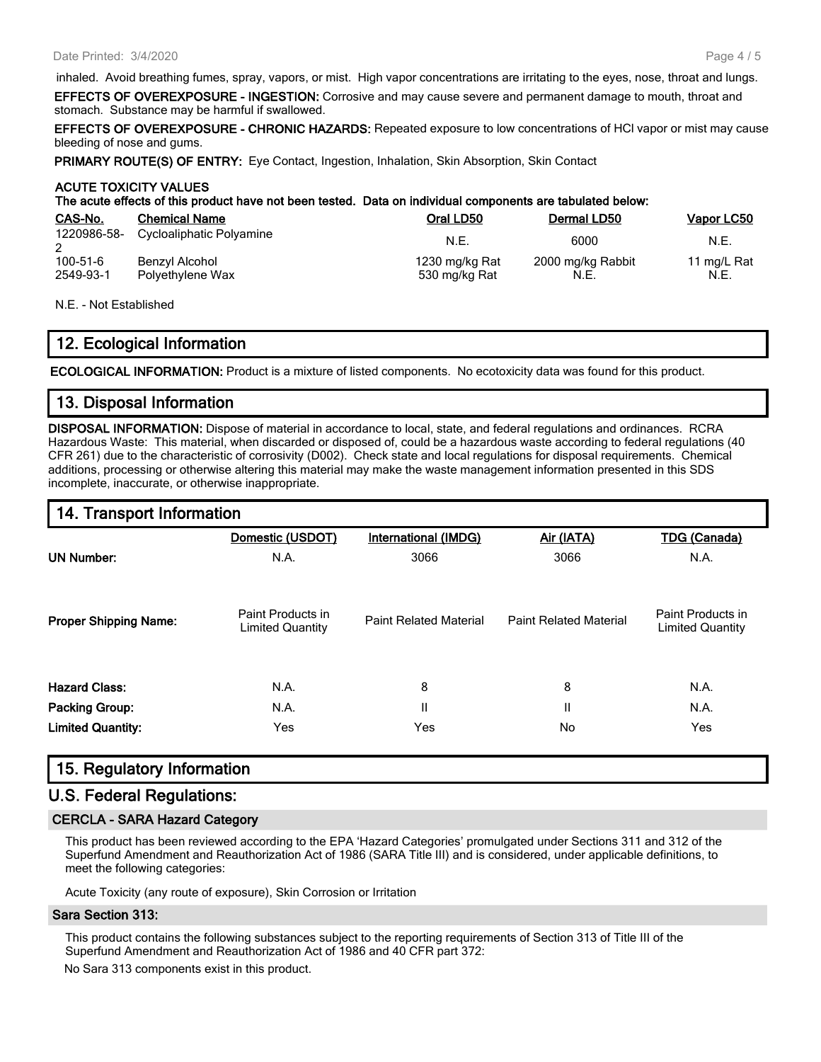inhaled. Avoid breathing fumes, spray, vapors, or mist. High vapor concentrations are irritating to the eyes, nose, throat and lungs.

**EFFECTS OF OVEREXPOSURE - INGESTION:** Corrosive and may cause severe and permanent damage to mouth, throat and stomach. Substance may be harmful if swallowed.

**EFFECTS OF OVEREXPOSURE - CHRONIC HAZARDS:** Repeated exposure to low concentrations of HCl vapor or mist may cause bleeding of nose and gums.

**PRIMARY ROUTE(S) OF ENTRY:** Eye Contact, Ingestion, Inhalation, Skin Absorption, Skin Contact

**ACUTE TOXICITY VALUES**
**The acute effects of this product have not been tested. Data on individual components are tabulated below:**

| CAS-No. | Chemical Name | Oral LD50 | Dermal LD50 | Vapor LC50 |
|---|---|---|---|---|
| 1220986-58-2 | Cycloaliphatic Polyamine | N.E. | 6000 | N.E. |
| 100-51-6 | Benzyl Alcohol | 1230 mg/kg Rat | 2000 mg/kg Rabbit | 11 mg/L Rat |
| 2549-93-1 | Polyethylene Wax | 530 mg/kg Rat | N.E. | N.E. |

N.E. - Not Established

## 12. Ecological Information

**ECOLOGICAL INFORMATION:** Product is a mixture of listed components. No ecotoxicity data was found for this product.

## 13. Disposal Information

**DISPOSAL INFORMATION:** Dispose of material in accordance to local, state, and federal regulations and ordinances. RCRA Hazardous Waste: This material, when discarded or disposed of, could be a hazardous waste according to federal regulations (40 CFR 261) due to the characteristic of corrosivity (D002). Check state and local regulations for disposal requirements. Chemical additions, processing or otherwise altering this material may make the waste management information presented in this SDS incomplete, inaccurate, or otherwise inappropriate.

## 14. Transport Information

| | Domestic (USDOT) | International (IMDG) | Air (IATA) | TDG (Canada) |
|---|---|---|---|---|
| **UN Number:** | N.A. | 3066 | 3066 | N.A. |
| **Proper Shipping Name:** | Paint Products in Limited Quantity | Paint Related Material | Paint Related Material | Paint Products in Limited Quantity |
| **Hazard Class:** | N.A. | 8 | 8 | N.A. |
| **Packing Group:** | N.A. | II | II | N.A. |
| **Limited Quantity:** | Yes | Yes | No | Yes |

## 15. Regulatory Information

## U.S. Federal Regulations:

### CERCLA - SARA Hazard Category

This product has been reviewed according to the EPA 'Hazard Categories' promulgated under Sections 311 and 312 of the Superfund Amendment and Reauthorization Act of 1986 (SARA Title III) and is considered, under applicable definitions, to meet the following categories:

Acute Toxicity (any route of exposure), Skin Corrosion or Irritation

### Sara Section 313:

This product contains the following substances subject to the reporting requirements of Section 313 of Title III of the Superfund Amendment and Reauthorization Act of 1986 and 40 CFR part 372:

No Sara 313 components exist in this product.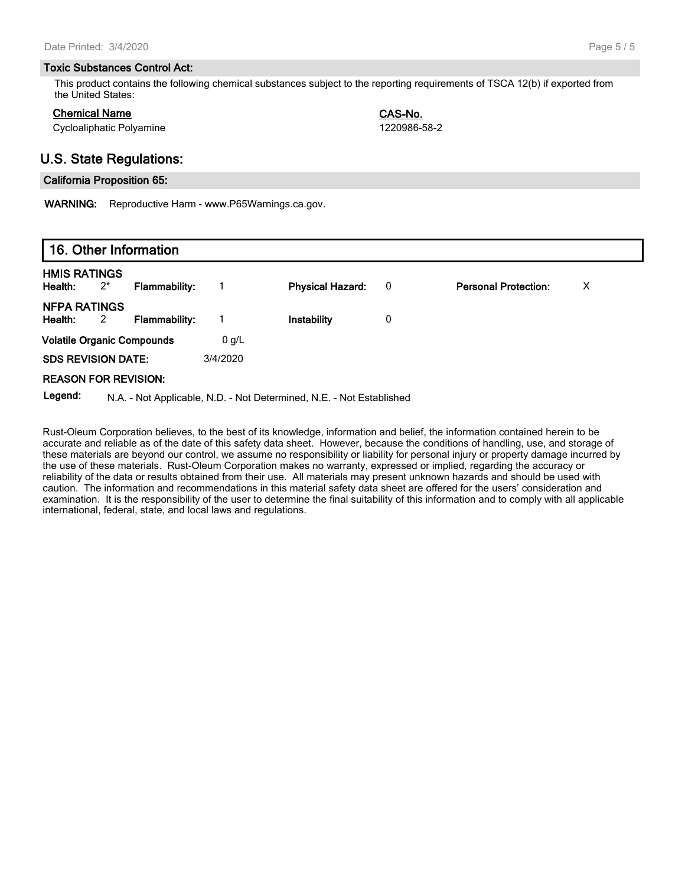### Toxic Substances Control Act:

This product contains the following chemical substances subject to the reporting requirements of TSCA 12(b) if exported from the United States:

| Chemical Name | CAS-No. |
| --- | --- |
| Cycloaliphatic Polyamine | 1220986-58-2 |

## U.S. State Regulations:

### California Proposition 65:

**WARNING:** Reproductive Harm - www.P65Warnings.ca.gov.

## 16. Other Information

**HMIS RATINGS**

| Health: | 2* | Flammability: | 1 | Physical Hazard: | 0 | Personal Protection: | X |
| --- | --- | --- | --- | --- | --- | --- | --- |

**NFPA RATINGS**

| Health: | 2 | Flammability: | 1 | Instability | 0 |
| --- | --- | --- | --- | --- | --- |

**Volatile Organic Compounds** 0 g/L

**SDS REVISION DATE:** 3/4/2020

**REASON FOR REVISION:**

**Legend:** N.A. - Not Applicable, N.D. - Not Determined, N.E. - Not Established

Rust-Oleum Corporation believes, to the best of its knowledge, information and belief, the information contained herein to be accurate and reliable as of the date of this safety data sheet. However, because the conditions of handling, use, and storage of these materials are beyond our control, we assume no responsibility or liability for personal injury or property damage incurred by the use of these materials. Rust-Oleum Corporation makes no warranty, expressed or implied, regarding the accuracy or reliability of the data or results obtained from their use. All materials may present unknown hazards and should be used with caution. The information and recommendations in this material safety data sheet are offered for the users' consideration and examination. It is the responsibility of the user to determine the final suitability of this information and to comply with all applicable international, federal, state, and local laws and regulations.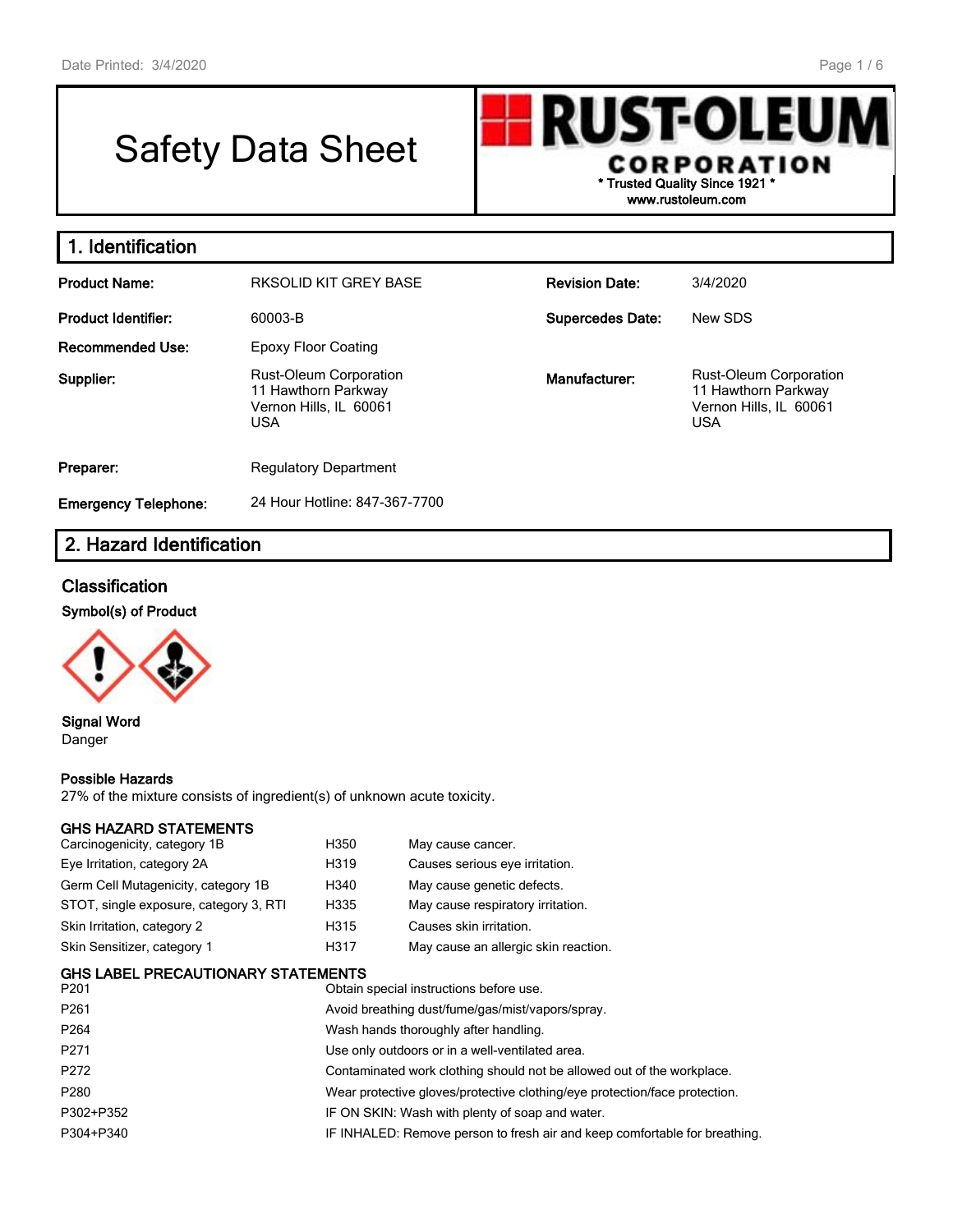# Safety Data Sheet

**RUST-OLEUM CORPORATION**
**\* Trusted Quality Since 1921 \***
**www.rustoleum.com**

## 1. Identification

| | | | |
|---|---|---|---|
| **Product Name:** | RKSOLID KIT GREY BASE | **Revision Date:** | 3/4/2020 |
| **Product Identifier:** | 60003-B | **Supercedes Date:** | New SDS |
| **Recommended Use:** | Epoxy Floor Coating | | |
| **Supplier:** | Rust-Oleum Corporation<br>11 Hawthorn Parkway<br>Vernon Hills, IL 60061<br>USA | **Manufacturer:** | Rust-Oleum Corporation<br>11 Hawthorn Parkway<br>Vernon Hills, IL 60061<br>USA |
| **Preparer:** | Regulatory Department | | |
| **Emergency Telephone:** | 24 Hour Hotline: 847-367-7700 | | |

## 2. Hazard Identification

### Classification

**Symbol(s) of Product**

**Signal Word**
Danger

**Possible Hazards**
27% of the mixture consists of ingredient(s) of unknown acute toxicity.

**GHS HAZARD STATEMENTS**

| | | |
|---|---|---|
| Carcinogenicity, category 1B | H350 | May cause cancer. |
| Eye Irritation, category 2A | H319 | Causes serious eye irritation. |
| Germ Cell Mutagenicity, category 1B | H340 | May cause genetic defects. |
| STOT, single exposure, category 3, RTI | H335 | May cause respiratory irritation. |
| Skin Irritation, category 2 | H315 | Causes skin irritation. |
| Skin Sensitizer, category 1 | H317 | May cause an allergic skin reaction. |

**GHS LABEL PRECAUTIONARY STATEMENTS**

| | |
|---|---|
| P201 | Obtain special instructions before use. |
| P261 | Avoid breathing dust/fume/gas/mist/vapors/spray. |
| P264 | Wash hands thoroughly after handling. |
| P271 | Use only outdoors or in a well-ventilated area. |
| P272 | Contaminated work clothing should not be allowed out of the workplace. |
| P280 | Wear protective gloves/protective clothing/eye protection/face protection. |
| P302+P352 | IF ON SKIN: Wash with plenty of soap and water. |
| P304+P340 | IF INHALED: Remove person to fresh air and keep comfortable for breathing. |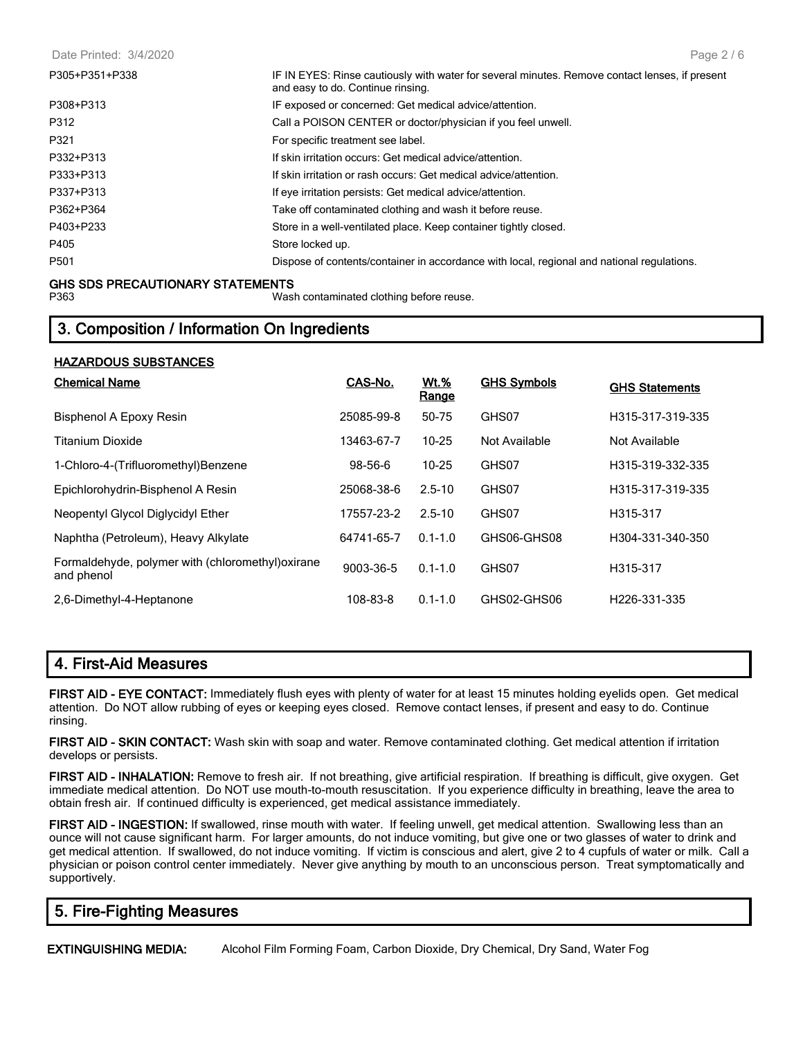| | |
|---|---|
| P305+P351+P338 | IF IN EYES: Rinse cautiously with water for several minutes. Remove contact lenses, if present and easy to do. Continue rinsing. |
| P308+P313 | IF exposed or concerned: Get medical advice/attention. |
| P312 | Call a POISON CENTER or doctor/physician if you feel unwell. |
| P321 | For specific treatment see label. |
| P332+P313 | If skin irritation occurs: Get medical advice/attention. |
| P333+P313 | If skin irritation or rash occurs: Get medical advice/attention. |
| P337+P313 | If eye irritation persists: Get medical advice/attention. |
| P362+P364 | Take off contaminated clothing and wash it before reuse. |
| P403+P233 | Store in a well-ventilated place. Keep container tightly closed. |
| P405 | Store locked up. |
| P501 | Dispose of contents/container in accordance with local, regional and national regulations. |

**GHS SDS PRECAUTIONARY STATEMENTS**

| | |
|---|---|
| P363 | Wash contaminated clothing before reuse. |

## 3. Composition / Information On Ingredients

**HAZARDOUS SUBSTANCES**

| Chemical Name | CAS-No. | Wt.% Range | GHS Symbols | GHS Statements |
|---|---|---|---|---|
| Bisphenol A Epoxy Resin | 25085-99-8 | 50-75 | GHS07 | H315-317-319-335 |
| Titanium Dioxide | 13463-67-7 | 10-25 | Not Available | Not Available |
| 1-Chloro-4-(Trifluoromethyl)Benzene | 98-56-6 | 10-25 | GHS07 | H315-319-332-335 |
| Epichlorohydrin-Bisphenol A Resin | 25068-38-6 | 2.5-10 | GHS07 | H315-317-319-335 |
| Neopentyl Glycol Diglycidyl Ether | 17557-23-2 | 2.5-10 | GHS07 | H315-317 |
| Naphtha (Petroleum), Heavy Alkylate | 64741-65-7 | 0.1-1.0 | GHS06-GHS08 | H304-331-340-350 |
| Formaldehyde, polymer with (chloromethyl)oxirane and phenol | 9003-36-5 | 0.1-1.0 | GHS07 | H315-317 |
| 2,6-Dimethyl-4-Heptanone | 108-83-8 | 0.1-1.0 | GHS02-GHS06 | H226-331-335 |

## 4. First-Aid Measures

**FIRST AID - EYE CONTACT:** Immediately flush eyes with plenty of water for at least 15 minutes holding eyelids open. Get medical attention. Do NOT allow rubbing of eyes or keeping eyes closed. Remove contact lenses, if present and easy to do. Continue rinsing.

**FIRST AID - SKIN CONTACT:** Wash skin with soap and water. Remove contaminated clothing. Get medical attention if irritation develops or persists.

**FIRST AID - INHALATION:** Remove to fresh air. If not breathing, give artificial respiration. If breathing is difficult, give oxygen. Get immediate medical attention. Do NOT use mouth-to-mouth resuscitation. If you experience difficulty in breathing, leave the area to obtain fresh air. If continued difficulty is experienced, get medical assistance immediately.

**FIRST AID - INGESTION:** If swallowed, rinse mouth with water. If feeling unwell, get medical attention. Swallowing less than an ounce will not cause significant harm. For larger amounts, do not induce vomiting, but give one or two glasses of water to drink and get medical attention. If swallowed, do not induce vomiting. If victim is conscious and alert, give 2 to 4 cupfuls of water or milk. Call a physician or poison control center immediately. Never give anything by mouth to an unconscious person. Treat symptomatically and supportively.

## 5. Fire-Fighting Measures

**EXTINGUISHING MEDIA:** Alcohol Film Forming Foam, Carbon Dioxide, Dry Chemical, Dry Sand, Water Fog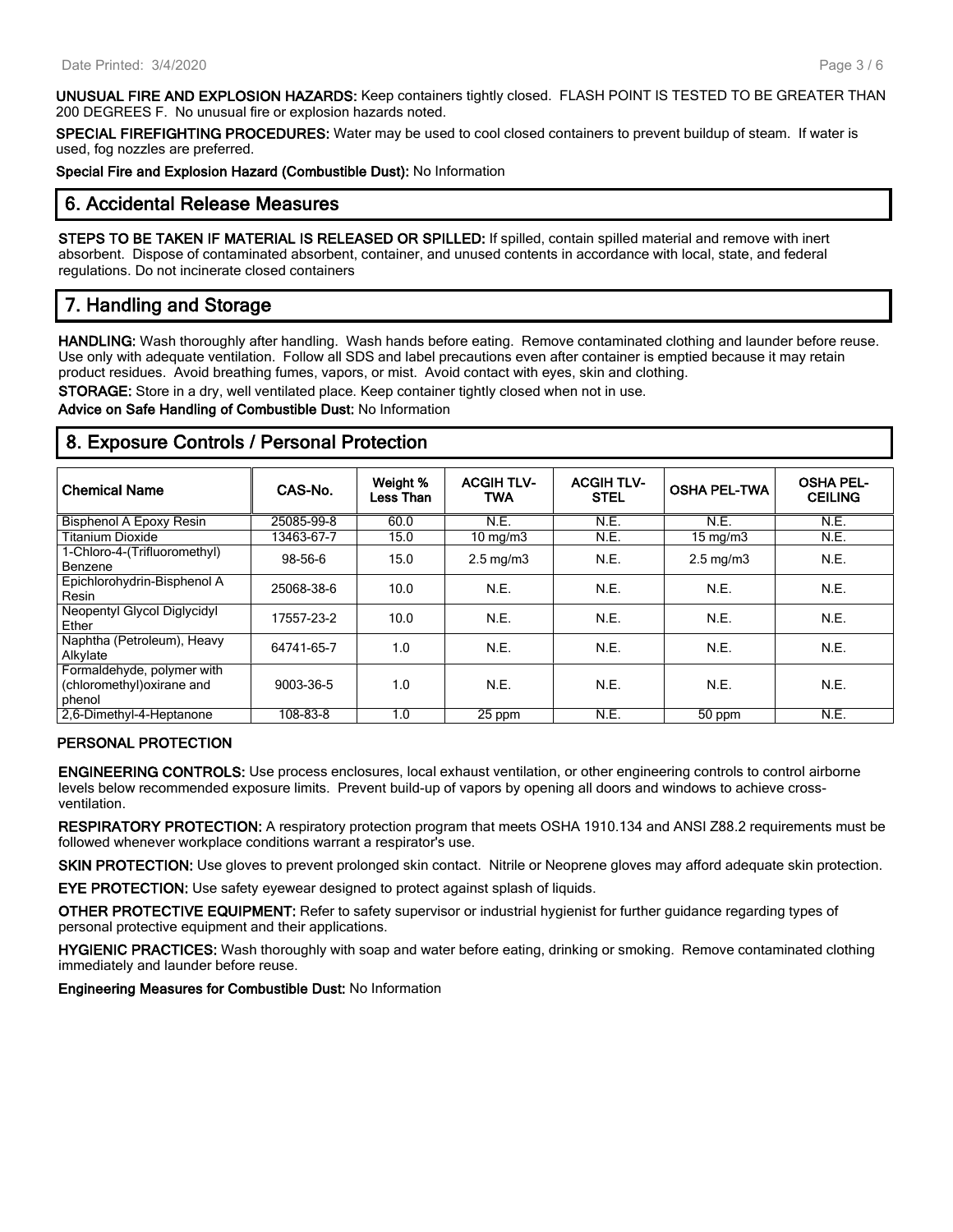**UNUSUAL FIRE AND EXPLOSION HAZARDS:** Keep containers tightly closed. FLASH POINT IS TESTED TO BE GREATER THAN 200 DEGREES F. No unusual fire or explosion hazards noted.

**SPECIAL FIREFIGHTING PROCEDURES:** Water may be used to cool closed containers to prevent buildup of steam. If water is used, fog nozzles are preferred.

**Special Fire and Explosion Hazard (Combustible Dust):** No Information

## 6. Accidental Release Measures

**STEPS TO BE TAKEN IF MATERIAL IS RELEASED OR SPILLED:** If spilled, contain spilled material and remove with inert absorbent. Dispose of contaminated absorbent, container, and unused contents in accordance with local, state, and federal regulations. Do not incinerate closed containers

## 7. Handling and Storage

**HANDLING:** Wash thoroughly after handling. Wash hands before eating. Remove contaminated clothing and launder before reuse. Use only with adequate ventilation. Follow all SDS and label precautions even after container is emptied because it may retain product residues. Avoid breathing fumes, vapors, or mist. Avoid contact with eyes, skin and clothing.

**STORAGE:** Store in a dry, well ventilated place. Keep container tightly closed when not in use.

**Advice on Safe Handling of Combustible Dust:** No Information

## 8. Exposure Controls / Personal Protection

| Chemical Name | CAS-No. | Weight % Less Than | ACGIH TLV-TWA | ACGIH TLV-STEL | OSHA PEL-TWA | OSHA PEL-CEILING |
|---|---|---|---|---|---|---|
| Bisphenol A Epoxy Resin | 25085-99-8 | 60.0 | N.E. | N.E. | N.E. | N.E. |
| Titanium Dioxide | 13463-67-7 | 15.0 | 10 mg/m3 | N.E. | 15 mg/m3 | N.E. |
| 1-Chloro-4-(Trifluoromethyl) Benzene | 98-56-6 | 15.0 | 2.5 mg/m3 | N.E. | 2.5 mg/m3 | N.E. |
| Epichlorohydrin-Bisphenol A Resin | 25068-38-6 | 10.0 | N.E. | N.E. | N.E. | N.E. |
| Neopentyl Glycol Diglycidyl Ether | 17557-23-2 | 10.0 | N.E. | N.E. | N.E. | N.E. |
| Naphtha (Petroleum), Heavy Alkylate | 64741-65-7 | 1.0 | N.E. | N.E. | N.E. | N.E. |
| Formaldehyde, polymer with (chloromethyl)oxirane and phenol | 9003-36-5 | 1.0 | N.E. | N.E. | N.E. | N.E. |
| 2,6-Dimethyl-4-Heptanone | 108-83-8 | 1.0 | 25 ppm | N.E. | 50 ppm | N.E. |

### PERSONAL PROTECTION

**ENGINEERING CONTROLS:** Use process enclosures, local exhaust ventilation, or other engineering controls to control airborne levels below recommended exposure limits. Prevent build-up of vapors by opening all doors and windows to achieve cross-ventilation.

**RESPIRATORY PROTECTION:** A respiratory protection program that meets OSHA 1910.134 and ANSI Z88.2 requirements must be followed whenever workplace conditions warrant a respirator's use.

**SKIN PROTECTION:** Use gloves to prevent prolonged skin contact. Nitrile or Neoprene gloves may afford adequate skin protection.

**EYE PROTECTION:** Use safety eyewear designed to protect against splash of liquids.

**OTHER PROTECTIVE EQUIPMENT:** Refer to safety supervisor or industrial hygienist for further guidance regarding types of personal protective equipment and their applications.

**HYGIENIC PRACTICES:** Wash thoroughly with soap and water before eating, drinking or smoking. Remove contaminated clothing immediately and launder before reuse.

**Engineering Measures for Combustible Dust:** No Information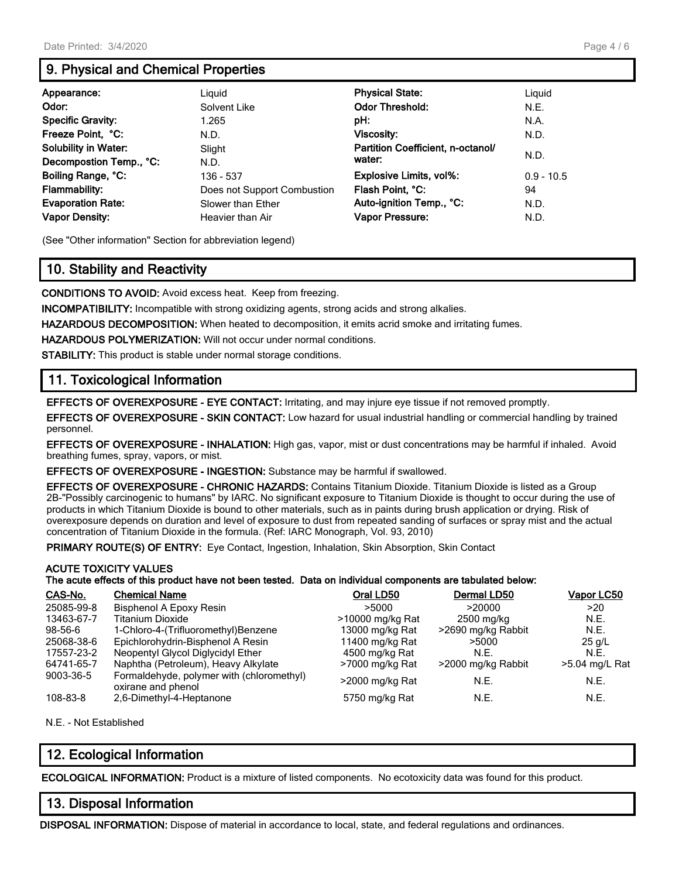## 9. Physical and Chemical Properties

| | | | |
|---|---|---|---|
| **Appearance:** | Liquid | **Physical State:** | Liquid |
| **Odor:** | Solvent Like | **Odor Threshold:** | N.E. |
| **Specific Gravity:** | 1.265 | **pH:** | N.A. |
| **Freeze Point, °C:** | N.D. | **Viscosity:** | N.D. |
| **Solubility in Water:** | Slight | **Partition Coefficient, n-octanol/ water:** | N.D. |
| **Decompostion Temp., °C:** | N.D. | | |
| **Boiling Range, °C:** | 136 - 537 | **Explosive Limits, vol%:** | 0.9 - 10.5 |
| **Flammability:** | Does not Support Combustion | **Flash Point, °C:** | 94 |
| **Evaporation Rate:** | Slower than Ether | **Auto-ignition Temp., °C:** | N.D. |
| **Vapor Density:** | Heavier than Air | **Vapor Pressure:** | N.D. |

(See "Other information" Section for abbreviation legend)

## 10. Stability and Reactivity

**CONDITIONS TO AVOID:** Avoid excess heat. Keep from freezing.

**INCOMPATIBILITY:** Incompatible with strong oxidizing agents, strong acids and strong alkalies.

**HAZARDOUS DECOMPOSITION:** When heated to decomposition, it emits acrid smoke and irritating fumes.

**HAZARDOUS POLYMERIZATION:** Will not occur under normal conditions.

**STABILITY:** This product is stable under normal storage conditions.

## 11. Toxicological Information

**EFFECTS OF OVEREXPOSURE - EYE CONTACT:** Irritating, and may injure eye tissue if not removed promptly.

**EFFECTS OF OVEREXPOSURE - SKIN CONTACT:** Low hazard for usual industrial handling or commercial handling by trained personnel.

**EFFECTS OF OVEREXPOSURE - INHALATION:** High gas, vapor, mist or dust concentrations may be harmful if inhaled. Avoid breathing fumes, spray, vapors, or mist.

**EFFECTS OF OVEREXPOSURE - INGESTION:** Substance may be harmful if swallowed.

**EFFECTS OF OVEREXPOSURE - CHRONIC HAZARDS:** Contains Titanium Dioxide. Titanium Dioxide is listed as a Group 2B-"Possibly carcinogenic to humans" by IARC. No significant exposure to Titanium Dioxide is thought to occur during the use of products in which Titanium Dioxide is bound to other materials, such as in paints during brush application or drying. Risk of overexposure depends on duration and level of exposure to dust from repeated sanding of surfaces or spray mist and the actual concentration of Titanium Dioxide in the formula. (Ref: IARC Monograph, Vol. 93, 2010)

**PRIMARY ROUTE(S) OF ENTRY:** Eye Contact, Ingestion, Inhalation, Skin Absorption, Skin Contact

**ACUTE TOXICITY VALUES**
**The acute effects of this product have not been tested. Data on individual components are tabulated below:**

| CAS-No. | Chemical Name | Oral LD50 | Dermal LD50 | Vapor LC50 |
|---|---|---|---|---|
| 25085-99-8 | Bisphenol A Epoxy Resin | >5000 | >20000 | >20 |
| 13463-67-7 | Titanium Dioxide | >10000 mg/kg Rat | 2500 mg/kg | N.E. |
| 98-56-6 | 1-Chloro-4-(Trifluoromethyl)Benzene | 13000 mg/kg Rat | >2690 mg/kg Rabbit | N.E. |
| 25068-38-6 | Epichlorohydrin-Bisphenol A Resin | 11400 mg/kg Rat | >5000 | 25 g/L |
| 17557-23-2 | Neopentyl Glycol Diglycidyl Ether | 4500 mg/kg Rat | N.E. | N.E. |
| 64741-65-7 | Naphtha (Petroleum), Heavy Alkylate | >7000 mg/kg Rat | >2000 mg/kg Rabbit | >5.04 mg/L Rat |
| 9003-36-5 | Formaldehyde, polymer with (chloromethyl) oxirane and phenol | >2000 mg/kg Rat | N.E. | N.E. |
| 108-83-8 | 2,6-Dimethyl-4-Heptanone | 5750 mg/kg Rat | N.E. | N.E. |

N.E. - Not Established

## 12. Ecological Information

**ECOLOGICAL INFORMATION:** Product is a mixture of listed components. No ecotoxicity data was found for this product.

## 13. Disposal Information

**DISPOSAL INFORMATION:** Dispose of material in accordance to local, state, and federal regulations and ordinances.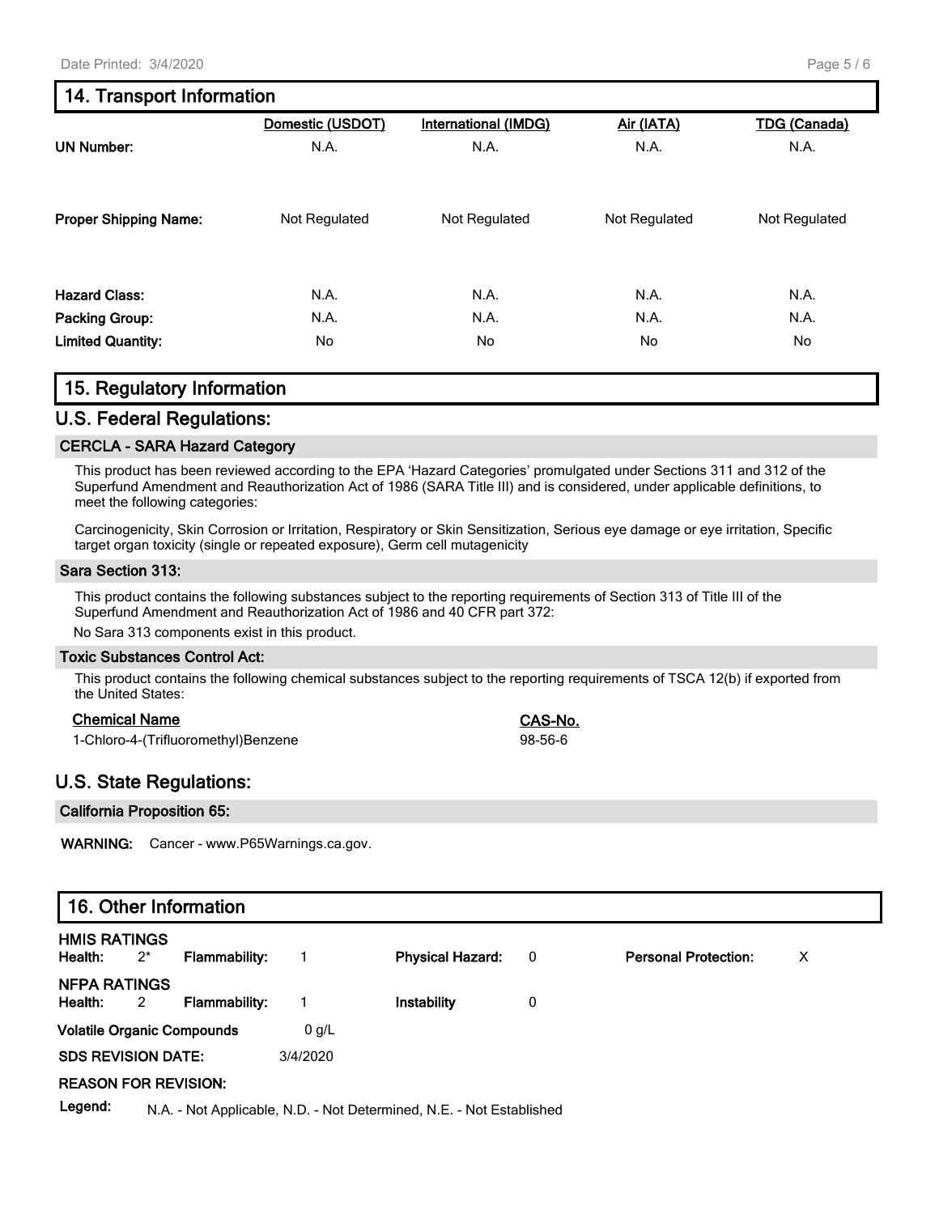## 14. Transport Information

| | Domestic (USDOT) | International (IMDG) | Air (IATA) | TDG (Canada) |
|---|---|---|---|---|
| **UN Number:** | N.A. | N.A. | N.A. | N.A. |
| **Proper Shipping Name:** | Not Regulated | Not Regulated | Not Regulated | Not Regulated |
| **Hazard Class:** | N.A. | N.A. | N.A. | N.A. |
| **Packing Group:** | N.A. | N.A. | N.A. | N.A. |
| **Limited Quantity:** | No | No | No | No |

## 15. Regulatory Information

### U.S. Federal Regulations:

#### CERCLA - SARA Hazard Category

This product has been reviewed according to the EPA 'Hazard Categories' promulgated under Sections 311 and 312 of the Superfund Amendment and Reauthorization Act of 1986 (SARA Title III) and is considered, under applicable definitions, to meet the following categories:

Carcinogenicity, Skin Corrosion or Irritation, Respiratory or Skin Sensitization, Serious eye damage or eye irritation, Specific target organ toxicity (single or repeated exposure), Germ cell mutagenicity

#### Sara Section 313:

This product contains the following substances subject to the reporting requirements of Section 313 of Title III of the Superfund Amendment and Reauthorization Act of 1986 and 40 CFR part 372:

No Sara 313 components exist in this product.

#### Toxic Substances Control Act:

This product contains the following chemical substances subject to the reporting requirements of TSCA 12(b) if exported from the United States:

| Chemical Name | CAS-No. |
|---|---|
| 1-Chloro-4-(Trifluoromethyl)Benzene | 98-56-6 |

### U.S. State Regulations:

#### California Proposition 65:

**WARNING:** Cancer - www.P65Warnings.ca.gov.

## 16. Other Information

**HMIS RATINGS**

| Health: | 2* | Flammability: | 1 | Physical Hazard: | 0 | Personal Protection: | X |
|---|---|---|---|---|---|---|---|

**NFPA RATINGS**

| Health: | 2 | Flammability: | 1 | Instability | 0 |
|---|---|---|---|---|---|

**Volatile Organic Compounds** 0 g/L

**SDS REVISION DATE:** 3/4/2020

**REASON FOR REVISION:**

**Legend:** N.A. - Not Applicable, N.D. - Not Determined, N.E. - Not Established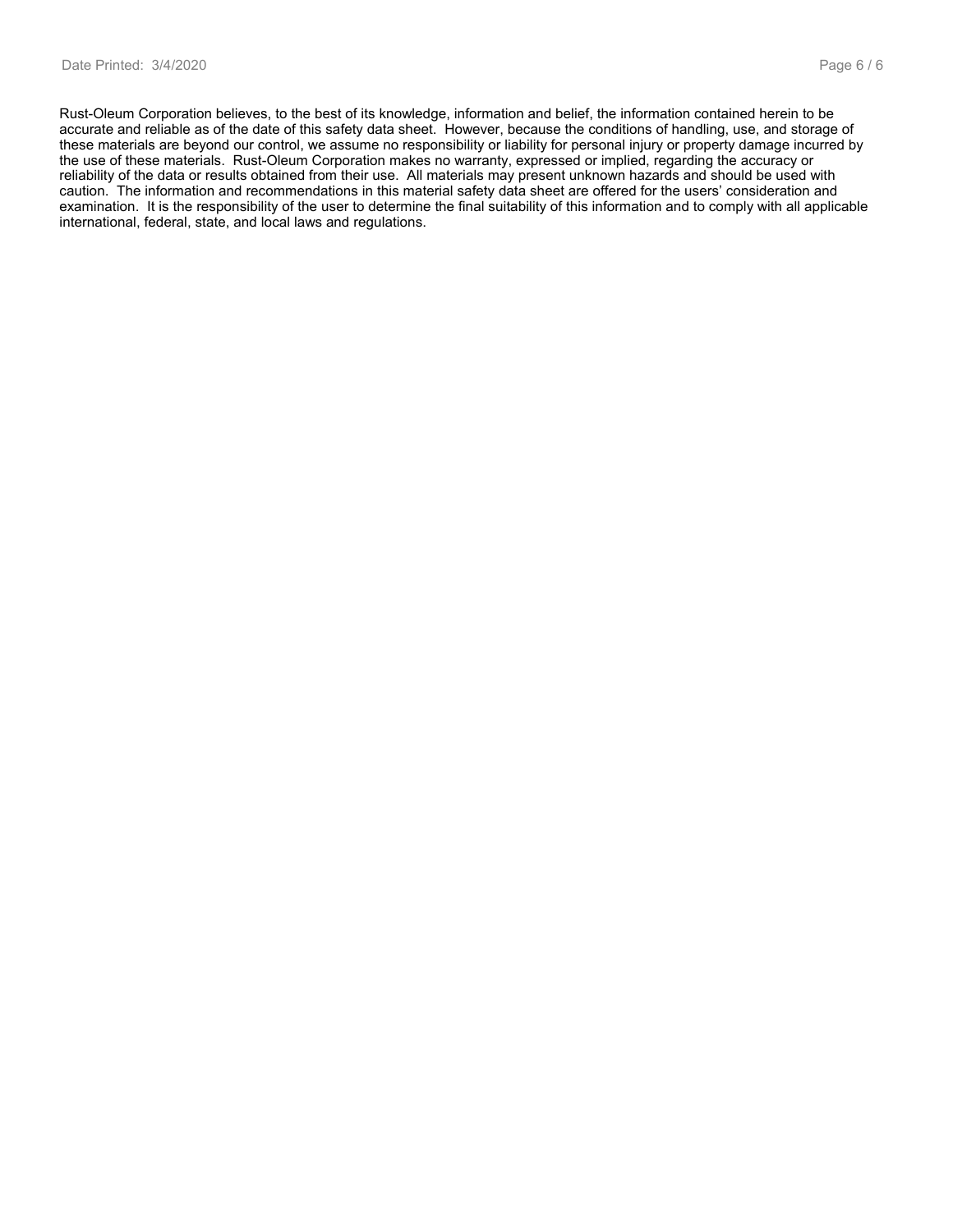Rust-Oleum Corporation believes, to the best of its knowledge, information and belief, the information contained herein to be accurate and reliable as of the date of this safety data sheet. However, because the conditions of handling, use, and storage of these materials are beyond our control, we assume no responsibility or liability for personal injury or property damage incurred by the use of these materials. Rust-Oleum Corporation makes no warranty, expressed or implied, regarding the accuracy or reliability of the data or results obtained from their use. All materials may present unknown hazards and should be used with caution. The information and recommendations in this material safety data sheet are offered for the users' consideration and examination. It is the responsibility of the user to determine the final suitability of this information and to comply with all applicable international, federal, state, and local laws and regulations.